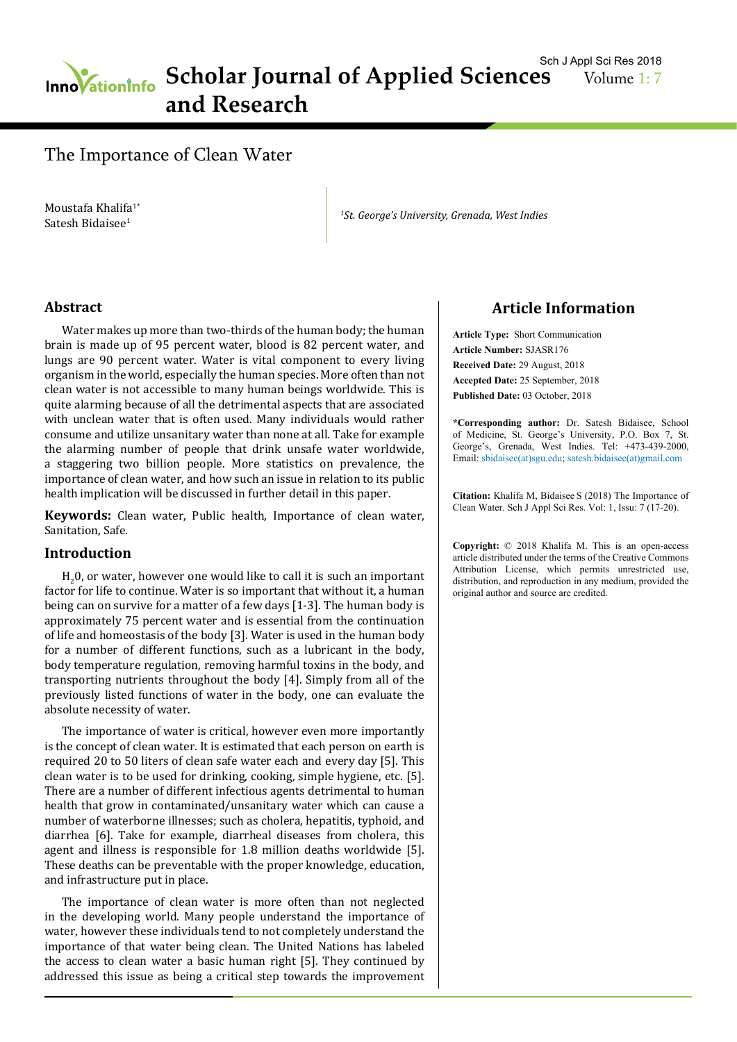# The Importance of Clean Water

Moustafa Khalifa[1*]
Satesh Bidaisee[1]

[1]*St. George's University, Grenada, West Indies*

## Abstract

Water makes up more than two-thirds of the human body; the human brain is made up of 95 percent water, blood is 82 percent water, and lungs are 90 percent water. Water is vital component to every living organism in the world, especially the human species. More often than not clean water is not accessible to many human beings worldwide. This is quite alarming because of all the detrimental aspects that are associated with unclean water that is often used. Many individuals would rather consume and utilize unsanitary water than none at all. Take for example the alarming number of people that drink unsafe water worldwide, a staggering two billion people. More statistics on prevalence, the importance of clean water, and how such an issue in relation to its public health implication will be discussed in further detail in this paper.

**Keywords:** Clean water, Public health, Importance of clean water, Sanitation, Safe.

## Article Information

**Article Type:** Short Communication
**Article Number:** SJASR176
**Received Date:** 29 August, 2018
**Accepted Date:** 25 September, 2018
**Published Date:** 03 October, 2018

**\*Corresponding author:** Dr. Satesh Bidaisee, School of Medicine, St. George's University, P.O. Box 7, St. George's, Grenada, West Indies. Tel: +473-439-2000, Email: sbidaisee(at)sgu.edu; satesh.bidaisee(at)gmail.com

**Citation:** Khalifa M, Bidaisee S (2018) The Importance of Clean Water. Sch J Appl Sci Res. Vol: 1, Issu: 7 (17-20).

**Copyright:** © 2018 Khalifa M. This is an open-access article distributed under the terms of the Creative Commons Attribution License, which permits unrestricted use, distribution, and reproduction in any medium, provided the original author and source are credited.

## Introduction

$H_20$, or water, however one would like to call it is such an important factor for life to continue. Water is so important that without it, a human being can on survive for a matter of a few days [1-3]. The human body is approximately 75 percent water and is essential from the continuation of life and homeostasis of the body [3]. Water is used in the human body for a number of different functions, such as a lubricant in the body, body temperature regulation, removing harmful toxins in the body, and transporting nutrients throughout the body [4]. Simply from all of the previously listed functions of water in the body, one can evaluate the absolute necessity of water.

The importance of water is critical, however even more importantly is the concept of clean water. It is estimated that each person on earth is required 20 to 50 liters of clean safe water each and every day [5]. This clean water is to be used for drinking, cooking, simple hygiene, etc. [5]. There are a number of different infectious agents detrimental to human health that grow in contaminated/unsanitary water which can cause a number of waterborne illnesses; such as cholera, hepatitis, typhoid, and diarrhea [6]. Take for example, diarrheal diseases from cholera, this agent and illness is responsible for 1.8 million deaths worldwide [5]. These deaths can be preventable with the proper knowledge, education, and infrastructure put in place.

The importance of clean water is more often than not neglected in the developing world. Many people understand the importance of water, however these individuals tend to not completely understand the importance of that water being clean. The United Nations has labeled the access to clean water a basic human right [5]. They continued by addressed this issue as being a critical step towards the improvement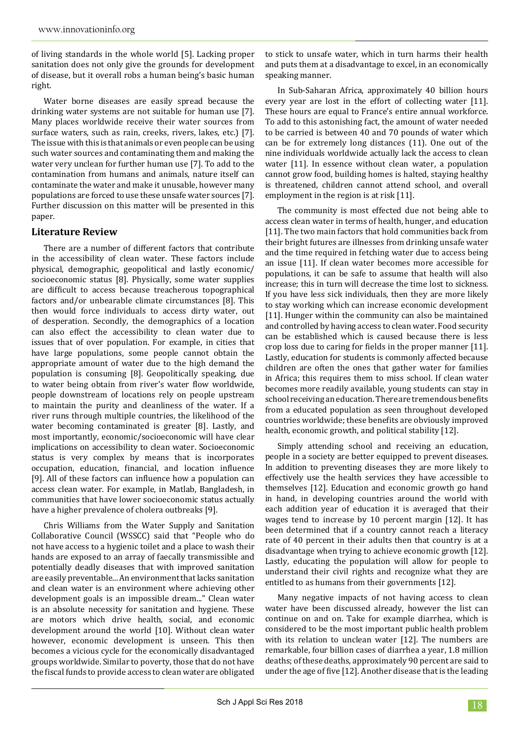of living standards in the whole world [5]. Lacking proper sanitation does not only give the grounds for development of disease, but it overall robs a human being's basic human right.

Water borne diseases are easily spread because the drinking water systems are not suitable for human use [7]. Many places worldwide receive their water sources from surface waters, such as rain, creeks, rivers, lakes, etc.) [7]. The issue with this is that animals or even people can be using such water sources and contaminating them and making the water very unclean for further human use [7]. To add to the contamination from humans and animals, nature itself can contaminate the water and make it unusable, however many populations are forced to use these unsafe water sources [7]. Further discussion on this matter will be presented in this paper.

## Literature Review

There are a number of different factors that contribute in the accessibility of clean water. These factors include physical, demographic, geopolitical and lastly economic/socioeconomic status [8]. Physically, some water supplies are difficult to access because treacherous topographical factors and/or unbearable climate circumstances [8]. This then would force individuals to access dirty water, out of desperation. Secondly, the demographics of a location can also effect the accessibility to clean water due to issues that of over population. For example, in cities that have large populations, some people cannot obtain the appropriate amount of water due to the high demand the population is consuming [8]. Geopolitically speaking, due to water being obtain from river's water flow worldwide, people downstream of locations rely on people upstream to maintain the purity and cleanliness of the water. If a river runs through multiple countries, the likelihood of the water becoming contaminated is greater [8]. Lastly, and most importantly, economic/socioeconomic will have clear implications on accessibility to clean water. Socioeconomic status is very complex by means that is incorporates occupation, education, financial, and location influence [9]. All of these factors can influence how a population can access clean water. For example, in Matlab, Bangladesh, in communities that have lower socioeconomic status actually have a higher prevalence of cholera outbreaks [9].

Chris Williams from the Water Supply and Sanitation Collaborative Council (WSSCC) said that "People who do not have access to a hygienic toilet and a place to wash their hands are exposed to an array of faecally transmissible and potentially deadly diseases that with improved sanitation are easily preventable... An environment that lacks sanitation and clean water is an environment where achieving other development goals is an impossible dream..." Clean water is an absolute necessity for sanitation and hygiene. These are motors which drive health, social, and economic development around the world [10]. Without clean water however, economic development is unseen. This then becomes a vicious cycle for the economically disadvantaged groups worldwide. Similar to poverty, those that do not have the fiscal funds to provide access to clean water are obligated to stick to unsafe water, which in turn harms their health and puts them at a disadvantage to excel, in an economically speaking manner.

In Sub-Saharan Africa, approximately 40 billion hours every year are lost in the effort of collecting water [11]. These hours are equal to France's entire annual workforce. To add to this astonishing fact, the amount of water needed to be carried is between 40 and 70 pounds of water which can be for extremely long distances (11). One out of the nine individuals worldwide actually lack the access to clean water [11]. In essence without clean water, a population cannot grow food, building homes is halted, staying healthy is threatened, children cannot attend school, and overall employment in the region is at risk [11].

The community is most effected due not being able to access clean water in terms of health, hunger, and education [11]. The two main factors that hold communities back from their bright futures are illnesses from drinking unsafe water and the time required in fetching water due to access being an issue [11]. If clean water becomes more accessible for populations, it can be safe to assume that health will also increase; this in turn will decrease the time lost to sickness. If you have less sick individuals, then they are more likely to stay working which can increase economic development [11]. Hunger within the community can also be maintained and controlled by having access to clean water. Food security can be established which is caused because there is less crop loss due to caring for fields in the proper manner [11]. Lastly, education for students is commonly affected because children are often the ones that gather water for families in Africa; this requires them to miss school. If clean water becomes more readily available, young students can stay in school receiving an education. There are tremendous benefits from a educated population as seen throughout developed countries worldwide; these benefits are obviously improved health, economic growth, and political stability [12].

Simply attending school and receiving an education, people in a society are better equipped to prevent diseases. In addition to preventing diseases they are more likely to effectively use the health services they have accessible to themselves [12]. Education and economic growth go hand in hand, in developing countries around the world with each addition year of education it is averaged that their wages tend to increase by 10 percent margin [12]. It has been determined that if a country cannot reach a literacy rate of 40 percent in their adults then that country is at a disadvantage when trying to achieve economic growth [12]. Lastly, educating the population will allow for people to understand their civil rights and recognize what they are entitled to as humans from their governments [12].

Many negative impacts of not having access to clean water have been discussed already, however the list can continue on and on. Take for example diarrhea, which is considered to be the most important public health problem with its relation to unclean water [12]. The numbers are remarkable, four billion cases of diarrhea a year, 1.8 million deaths; of these deaths, approximately 90 percent are said to under the age of five [12]. Another disease that is the leading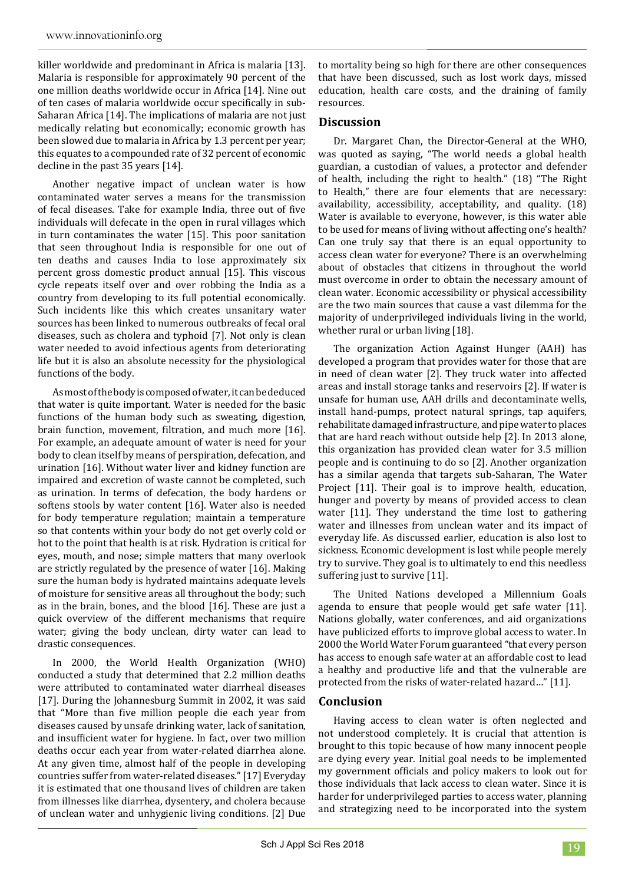killer worldwide and predominant in Africa is malaria [13]. Malaria is responsible for approximately 90 percent of the one million deaths worldwide occur in Africa [14]. Nine out of ten cases of malaria worldwide occur specifically in sub-Saharan Africa [14]. The implications of malaria are not just medically relating but economically; economic growth has been slowed due to malaria in Africa by 1.3 percent per year; this equates to a compounded rate of 32 percent of economic decline in the past 35 years [14].

Another negative impact of unclean water is how contaminated water serves a means for the transmission of fecal diseases. Take for example India, three out of five individuals will defecate in the open in rural villages which in turn contaminates the water [15]. This poor sanitation that seen throughout India is responsible for one out of ten deaths and causes India to lose approximately six percent gross domestic product annual [15]. This viscous cycle repeats itself over and over robbing the India as a country from developing to its full potential economically. Such incidents like this which creates unsanitary water sources has been linked to numerous outbreaks of fecal oral diseases, such as cholera and typhoid [7]. Not only is clean water needed to avoid infectious agents from deteriorating life but it is also an absolute necessity for the physiological functions of the body.

As most of the body is composed of water, it can be deduced that water is quite important. Water is needed for the basic functions of the human body such as sweating, digestion, brain function, movement, filtration, and much more [16]. For example, an adequate amount of water is need for your body to clean itself by means of perspiration, defecation, and urination [16]. Without water liver and kidney function are impaired and excretion of waste cannot be completed, such as urination. In terms of defecation, the body hardens or softens stools by water content [16]. Water also is needed for body temperature regulation; maintain a temperature so that contents within your body do not get overly cold or hot to the point that health is at risk. Hydration is critical for eyes, mouth, and nose; simple matters that many overlook are strictly regulated by the presence of water [16]. Making sure the human body is hydrated maintains adequate levels of moisture for sensitive areas all throughout the body; such as in the brain, bones, and the blood [16]. These are just a quick overview of the different mechanisms that require water; giving the body unclean, dirty water can lead to drastic consequences.

In 2000, the World Health Organization (WHO) conducted a study that determined that 2.2 million deaths were attributed to contaminated water diarrheal diseases [17]. During the Johannesburg Summit in 2002, it was said that "More than five million people die each year from diseases caused by unsafe drinking water, lack of sanitation, and insufficient water for hygiene. In fact, over two million deaths occur each year from water-related diarrhea alone. At any given time, almost half of the people in developing countries suffer from water-related diseases." [17] Everyday it is estimated that one thousand lives of children are taken from illnesses like diarrhea, dysentery, and cholera because of unclean water and unhygienic living conditions. [2] Due to mortality being so high for there are other consequences that have been discussed, such as lost work days, missed education, health care costs, and the draining of family resources.

## Discussion

Dr. Margaret Chan, the Director-General at the WHO, was quoted as saying, "The world needs a global health guardian, a custodian of values, a protector and defender of health, including the right to health." (18) "The Right to Health," there are four elements that are necessary: availability, accessibility, acceptability, and quality. (18) Water is available to everyone, however, is this water able to be used for means of living without affecting one's health? Can one truly say that there is an equal opportunity to access clean water for everyone? There is an overwhelming about of obstacles that citizens in throughout the world must overcome in order to obtain the necessary amount of clean water. Economic accessibility or physical accessibility are the two main sources that cause a vast dilemma for the majority of underprivileged individuals living in the world, whether rural or urban living [18].

The organization Action Against Hunger (AAH) has developed a program that provides water for those that are in need of clean water [2]. They truck water into affected areas and install storage tanks and reservoirs [2]. If water is unsafe for human use, AAH drills and decontaminate wells, install hand-pumps, protect natural springs, tap aquifers, rehabilitate damaged infrastructure, and pipe water to places that are hard reach without outside help [2]. In 2013 alone, this organization has provided clean water for 3.5 million people and is continuing to do so [2]. Another organization has a similar agenda that targets sub-Saharan, The Water Project [11]. Their goal is to improve health, education, hunger and poverty by means of provided access to clean water [11]. They understand the time lost to gathering water and illnesses from unclean water and its impact of everyday life. As discussed earlier, education is also lost to sickness. Economic development is lost while people merely try to survive. They goal is to ultimately to end this needless suffering just to survive [11].

The United Nations developed a Millennium Goals agenda to ensure that people would get safe water [11]. Nations globally, water conferences, and aid organizations have publicized efforts to improve global access to water. In 2000 the World Water Forum guaranteed "that every person has access to enough safe water at an affordable cost to lead a healthy and productive life and that the vulnerable are protected from the risks of water-related hazard…" [11].

## Conclusion

Having access to clean water is often neglected and not understood completely. It is crucial that attention is brought to this topic because of how many innocent people are dying every year. Initial goal needs to be implemented my government officials and policy makers to look out for those individuals that lack access to clean water. Since it is harder for underprivileged parties to access water, planning and strategizing need to be incorporated into the system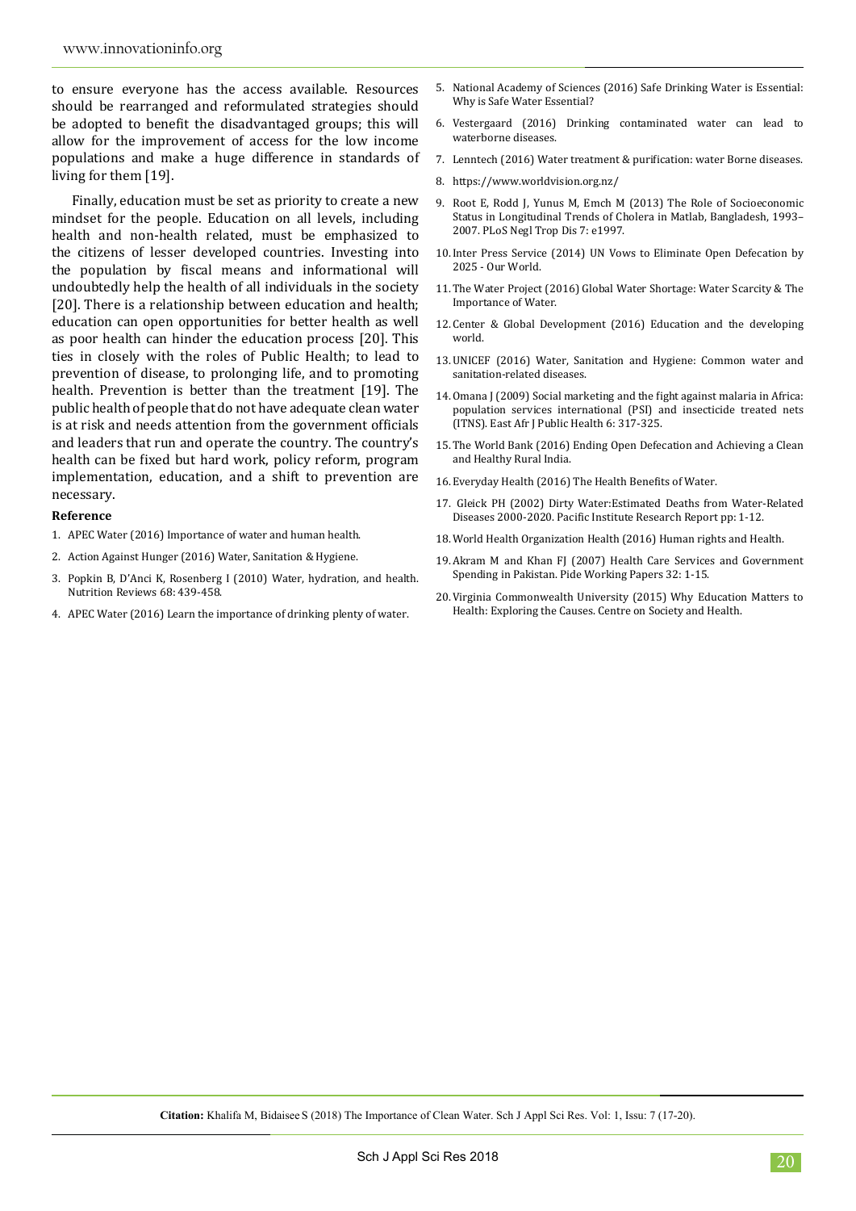to ensure everyone has the access available. Resources should be rearranged and reformulated strategies should be adopted to benefit the disadvantaged groups; this will allow for the improvement of access for the low income populations and make a huge difference in standards of living for them [19].

Finally, education must be set as priority to create a new mindset for the people. Education on all levels, including health and non-health related, must be emphasized to the citizens of lesser developed countries. Investing into the population by fiscal means and informational will undoubtedly help the health of all individuals in the society [20]. There is a relationship between education and health; education can open opportunities for better health as well as poor health can hinder the education process [20]. This ties in closely with the roles of Public Health; to lead to prevention of disease, to prolonging life, and to promoting health. Prevention is better than the treatment [19]. The public health of people that do not have adequate clean water is at risk and needs attention from the government officials and leaders that run and operate the country. The country's health can be fixed but hard work, policy reform, program implementation, education, and a shift to prevention are necessary.

## Reference

1. APEC Water (2016) Importance of water and human health.
2. Action Against Hunger (2016) Water, Sanitation & Hygiene.
3. Popkin B, D'Anci K, Rosenberg I (2010) Water, hydration, and health. Nutrition Reviews 68: 439-458.
4. APEC Water (2016) Learn the importance of drinking plenty of water.
5. National Academy of Sciences (2016) Safe Drinking Water is Essential: Why is Safe Water Essential?
6. Vestergaard (2016) Drinking contaminated water can lead to waterborne diseases.
7. Lenntech (2016) Water treatment & purification: water Borne diseases.
8. https://www.worldvision.org.nz/
9. Root E, Rodd J, Yunus M, Emch M (2013) The Role of Socioeconomic Status in Longitudinal Trends of Cholera in Matlab, Bangladesh, 1993–2007. PLoS Negl Trop Dis 7: e1997.
10. Inter Press Service (2014) UN Vows to Eliminate Open Defecation by 2025 - Our World.
11. The Water Project (2016) Global Water Shortage: Water Scarcity & The Importance of Water.
12. Center & Global Development (2016) Education and the developing world.
13. UNICEF (2016) Water, Sanitation and Hygiene: Common water and sanitation-related diseases.
14. Omana J (2009) Social marketing and the fight against malaria in Africa: population services international (PSI) and insecticide treated nets (ITNS). East Afr J Public Health 6: 317-325.
15. The World Bank (2016) Ending Open Defecation and Achieving a Clean and Healthy Rural India.
16. Everyday Health (2016) The Health Benefits of Water.
17. Gleick PH (2002) Dirty Water:Estimated Deaths from Water-Related Diseases 2000-2020. Pacific Institute Research Report pp: 1-12.
18. World Health Organization Health (2016) Human rights and Health.
19. Akram M and Khan FJ (2007) Health Care Services and Government Spending in Pakistan. Pide Working Papers 32: 1-15.
20. Virginia Commonwealth University (2015) Why Education Matters to Health: Exploring the Causes. Centre on Society and Health.

**Citation:** Khalifa M, Bidaisee S (2018) The Importance of Clean Water. Sch J Appl Sci Res. Vol: 1, Issu: 7 (17-20).